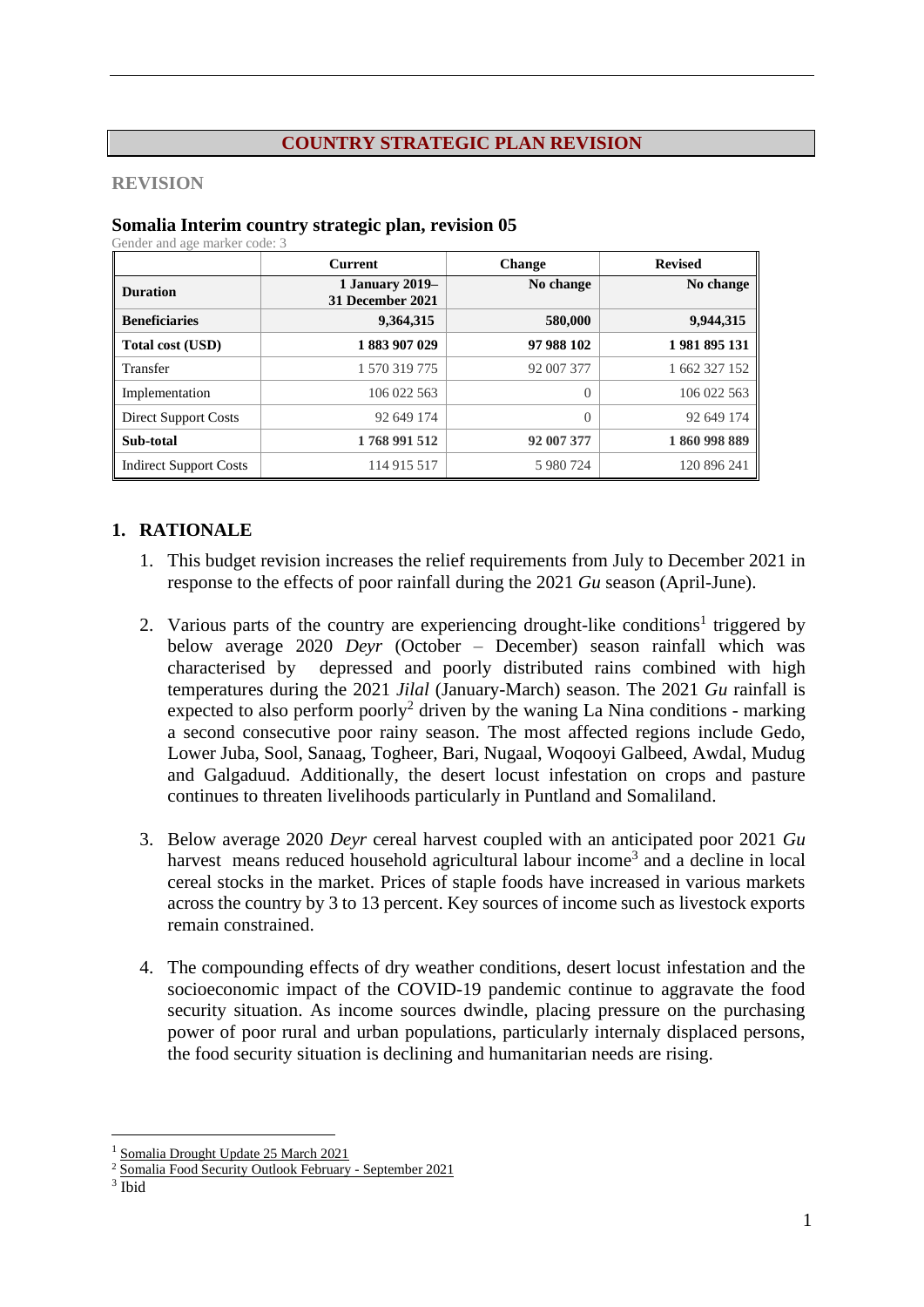# COUNTRY STRATEGIC PLAN REVISION

## REVISION

### Somalia Interim country strategic plan, revision 05

Gender and age marker code: 3

| | Current | Change | Revised |
|---|---|---|---|
| **Duration** | **1 January 2019– 31 December 2021** | **No change** | **No change** |
| **Beneficiaries** | **9,364,315** | **580,000** | **9,944,315** |
| **Total cost (USD)** | **1 883 907 029** | **97 988 102** | **1 981 895 131** |
| Transfer | 1 570 319 775 | 92 007 377 | 1 662 327 152 |
| Implementation | 106 022 563 | 0 | 106 022 563 |
| Direct Support Costs | 92 649 174 | 0 | 92 649 174 |
| **Sub-total** | **1 768 991 512** | **92 007 377** | **1 860 998 889** |
| Indirect Support Costs | 114 915 517 | 5 980 724 | 120 896 241 |

## 1. RATIONALE

1. This budget revision increases the relief requirements from July to December 2021 in response to the effects of poor rainfall during the 2021 *Gu* season (April-June).

2. Various parts of the country are experiencing drought-like conditions[1] triggered by below average 2020 *Deyr* (October – December) season rainfall which was characterised by depressed and poorly distributed rains combined with high temperatures during the 2021 *Jilal* (January-March) season. The 2021 *Gu* rainfall is expected to also perform poorly[2] driven by the waning La Nina conditions - marking a second consecutive poor rainy season. The most affected regions include Gedo, Lower Juba, Sool, Sanaag, Togheer, Bari, Nugaal, Woqooyi Galbeed, Awdal, Mudug and Galgaduud. Additionally, the desert locust infestation on crops and pasture continues to threaten livelihoods particularly in Puntland and Somaliland.

3. Below average 2020 *Deyr* cereal harvest coupled with an anticipated poor 2021 *Gu* harvest means reduced household agricultural labour income[3] and a decline in local cereal stocks in the market. Prices of staple foods have increased in various markets across the country by 3 to 13 percent. Key sources of income such as livestock exports remain constrained.

4. The compounding effects of dry weather conditions, desert locust infestation and the socioeconomic impact of the COVID-19 pandemic continue to aggravate the food security situation. As income sources dwindle, placing pressure on the purchasing power of poor rural and urban populations, particularly internaly displaced persons, the food security situation is declining and humanitarian needs are rising.

---

[1] Somalia Drought Update 25 March 2021

[2] Somalia Food Security Outlook February - September 2021

[3] Ibid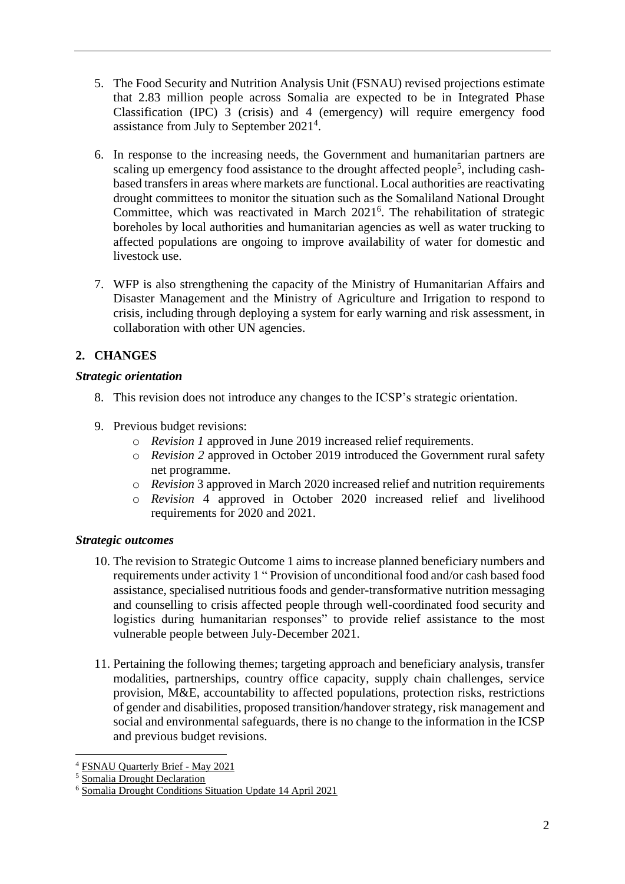5. The Food Security and Nutrition Analysis Unit (FSNAU) revised projections estimate that 2.83 million people across Somalia are expected to be in Integrated Phase Classification (IPC) 3 (crisis) and 4 (emergency) will require emergency food assistance from July to September 2021[4].

6. In response to the increasing needs, the Government and humanitarian partners are scaling up emergency food assistance to the drought affected people[5], including cash-based transfers in areas where markets are functional. Local authorities are reactivating drought committees to monitor the situation such as the Somaliland National Drought Committee, which was reactivated in March 2021[6]. The rehabilitation of strategic boreholes by local authorities and humanitarian agencies as well as water trucking to affected populations are ongoing to improve availability of water for domestic and livestock use.

7. WFP is also strengthening the capacity of the Ministry of Humanitarian Affairs and Disaster Management and the Ministry of Agriculture and Irrigation to respond to crisis, including through deploying a system for early warning and risk assessment, in collaboration with other UN agencies.

## 2. CHANGES

### *Strategic orientation*

8. This revision does not introduce any changes to the ICSP's strategic orientation.

9. Previous budget revisions:
   - *Revision 1* approved in June 2019 increased relief requirements.
   - *Revision 2* approved in October 2019 introduced the Government rural safety net programme.
   - *Revision* 3 approved in March 2020 increased relief and nutrition requirements
   - *Revision* 4 approved in October 2020 increased relief and livelihood requirements for 2020 and 2021.

### *Strategic outcomes*

10. The revision to Strategic Outcome 1 aims to increase planned beneficiary numbers and requirements under activity 1 " Provision of unconditional food and/or cash based food assistance, specialised nutritious foods and gender-transformative nutrition messaging and counselling to crisis affected people through well-coordinated food security and logistics during humanitarian responses" to provide relief assistance to the most vulnerable people between July-December 2021.

11. Pertaining the following themes; targeting approach and beneficiary analysis, transfer modalities, partnerships, country office capacity, supply chain challenges, service provision, M&E, accountability to affected populations, protection risks, restrictions of gender and disabilities, proposed transition/handover strategy, risk management and social and environmental safeguards, there is no change to the information in the ICSP and previous budget revisions.

---

[4] FSNAU Quarterly Brief - May 2021

[5] Somalia Drought Declaration

[6] Somalia Drought Conditions Situation Update 14 April 2021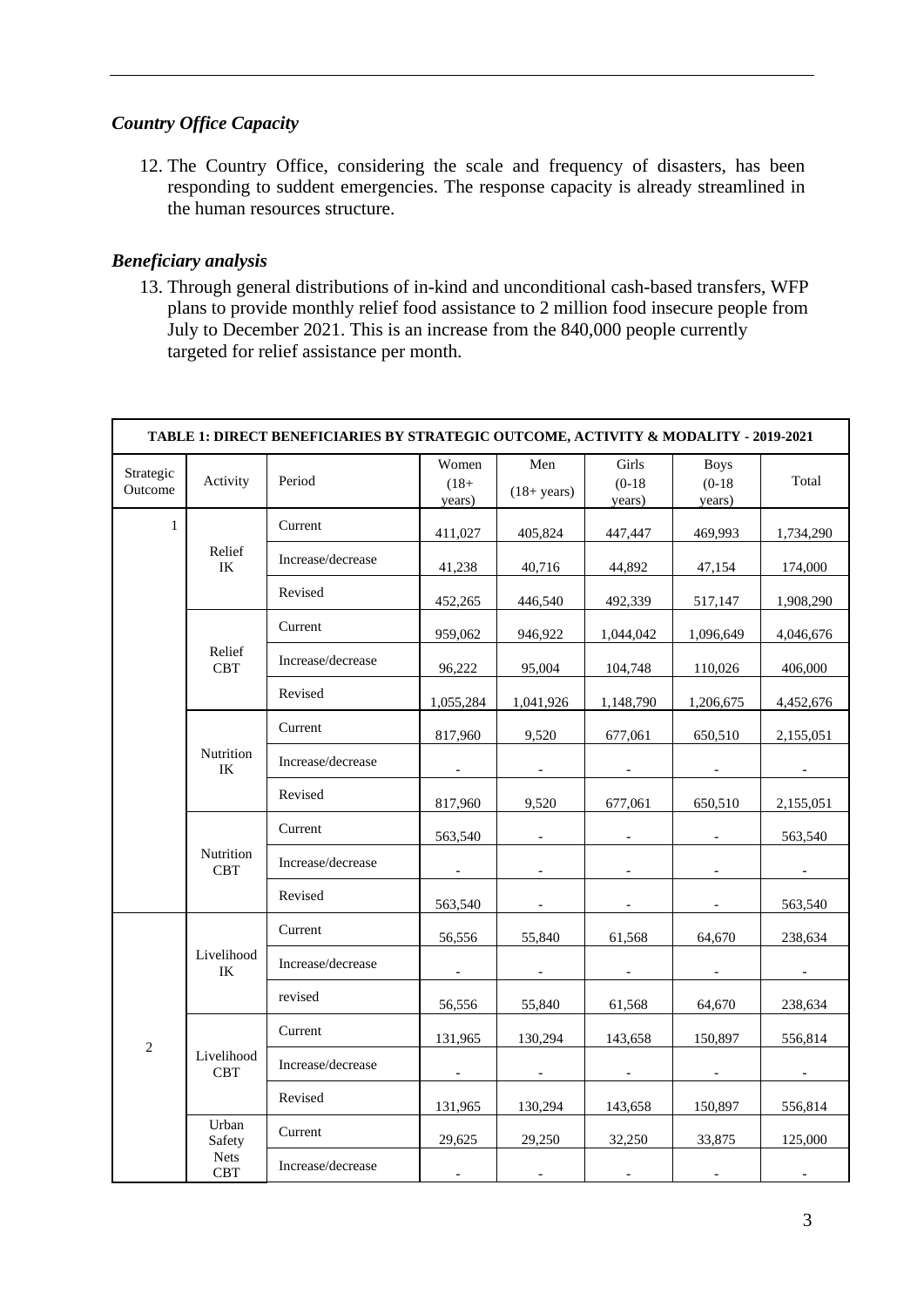### *Country Office Capacity*

12. The Country Office, considering the scale and frequency of disasters, has been responding to suddent emergencies. The response capacity is already streamlined in the human resources structure.

### *Beneficiary analysis*

13. Through general distributions of in-kind and unconditional cash-based transfers, WFP plans to provide monthly relief food assistance to 2 million food insecure people from July to December 2021. This is an increase from the 840,000 people currently targeted for relief assistance per month.

| TABLE 1: DIRECT BENEFICIARIES BY STRATEGIC OUTCOME, ACTIVITY & MODALITY - 2019-2021 | | | | | | | |
|---|---|---|---|---|---|---|---|
| Strategic Outcome | Activity | Period | Women (18+ years) | Men (18+ years) | Girls (0-18 years) | Boys (0-18 years) | Total |
| 1 | Relief IK | Current | 411,027 | 405,824 | 447,447 | 469,993 | 1,734,290 |
| | | Increase/decrease | 41,238 | 40,716 | 44,892 | 47,154 | 174,000 |
| | | Revised | 452,265 | 446,540 | 492,339 | 517,147 | 1,908,290 |
| | Relief CBT | Current | 959,062 | 946,922 | 1,044,042 | 1,096,649 | 4,046,676 |
| | | Increase/decrease | 96,222 | 95,004 | 104,748 | 110,026 | 406,000 |
| | | Revised | 1,055,284 | 1,041,926 | 1,148,790 | 1,206,675 | 4,452,676 |
| | Nutrition IK | Current | 817,960 | 9,520 | 677,061 | 650,510 | 2,155,051 |
| | | Increase/decrease | - | - | - | - | - |
| | | Revised | 817,960 | 9,520 | 677,061 | 650,510 | 2,155,051 |
| | Nutrition CBT | Current | 563,540 | - | - | - | 563,540 |
| | | Increase/decrease | - | - | - | - | - |
| | | Revised | 563,540 | - | - | - | 563,540 |
| 2 | Livelihood IK | Current | 56,556 | 55,840 | 61,568 | 64,670 | 238,634 |
| | | Increase/decrease | - | - | - | - | - |
| | | revised | 56,556 | 55,840 | 61,568 | 64,670 | 238,634 |
| | Livelihood CBT | Current | 131,965 | 130,294 | 143,658 | 150,897 | 556,814 |
| | | Increase/decrease | - | - | - | - | - |
| | | Revised | 131,965 | 130,294 | 143,658 | 150,897 | 556,814 |
| | Urban Safety Nets CBT | Current | 29,625 | 29,250 | 32,250 | 33,875 | 125,000 |
| | | Increase/decrease | - | - | - | - | - |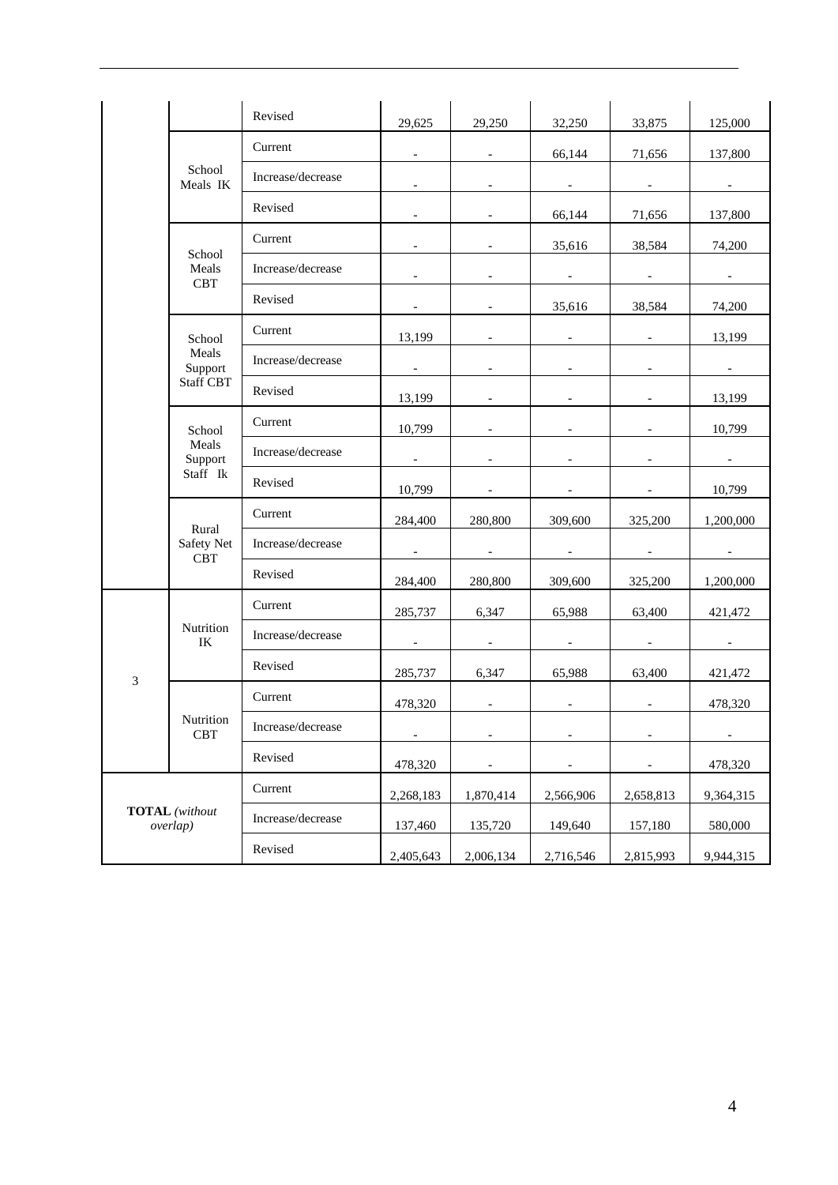| | | | | | | | |
|---|---|---|---|---|---|---|---|
| | | Revised | 29,625 | 29,250 | 32,250 | 33,875 | 125,000 |
| | School Meals IK | Current | - | - | 66,144 | 71,656 | 137,800 |
| | | Increase/decrease | - | - | - | - | - |
| | | Revised | - | - | 66,144 | 71,656 | 137,800 |
| | School Meals CBT | Current | - | - | 35,616 | 38,584 | 74,200 |
| | | Increase/decrease | - | - | - | - | - |
| | | Revised | - | - | 35,616 | 38,584 | 74,200 |
| | School Meals Support Staff CBT | Current | 13,199 | - | - | - | 13,199 |
| | | Increase/decrease | - | - | - | - | - |
| | | Revised | 13,199 | - | - | - | 13,199 |
| | School Meals Support Staff Ik | Current | 10,799 | - | - | - | 10,799 |
| | | Increase/decrease | - | - | - | - | - |
| | | Revised | 10,799 | - | - | - | 10,799 |
| | Rural Safety Net CBT | Current | 284,400 | 280,800 | 309,600 | 325,200 | 1,200,000 |
| | | Increase/decrease | - | - | - | - | - |
| | | Revised | 284,400 | 280,800 | 309,600 | 325,200 | 1,200,000 |
| 3 | Nutrition IK | Current | 285,737 | 6,347 | 65,988 | 63,400 | 421,472 |
| | | Increase/decrease | - | - | - | - | - |
| | | Revised | 285,737 | 6,347 | 65,988 | 63,400 | 421,472 |
| | Nutrition CBT | Current | 478,320 | - | - | - | 478,320 |
| | | Increase/decrease | - | - | - | - | - |
| | | Revised | 478,320 | - | - | - | 478,320 |
| **TOTAL** *(without overlap)* | | Current | 2,268,183 | 1,870,414 | 2,566,906 | 2,658,813 | 9,364,315 |
| | | Increase/decrease | 137,460 | 135,720 | 149,640 | 157,180 | 580,000 |
| | | Revised | 2,405,643 | 2,006,134 | 2,716,546 | 2,815,993 | 9,944,315 |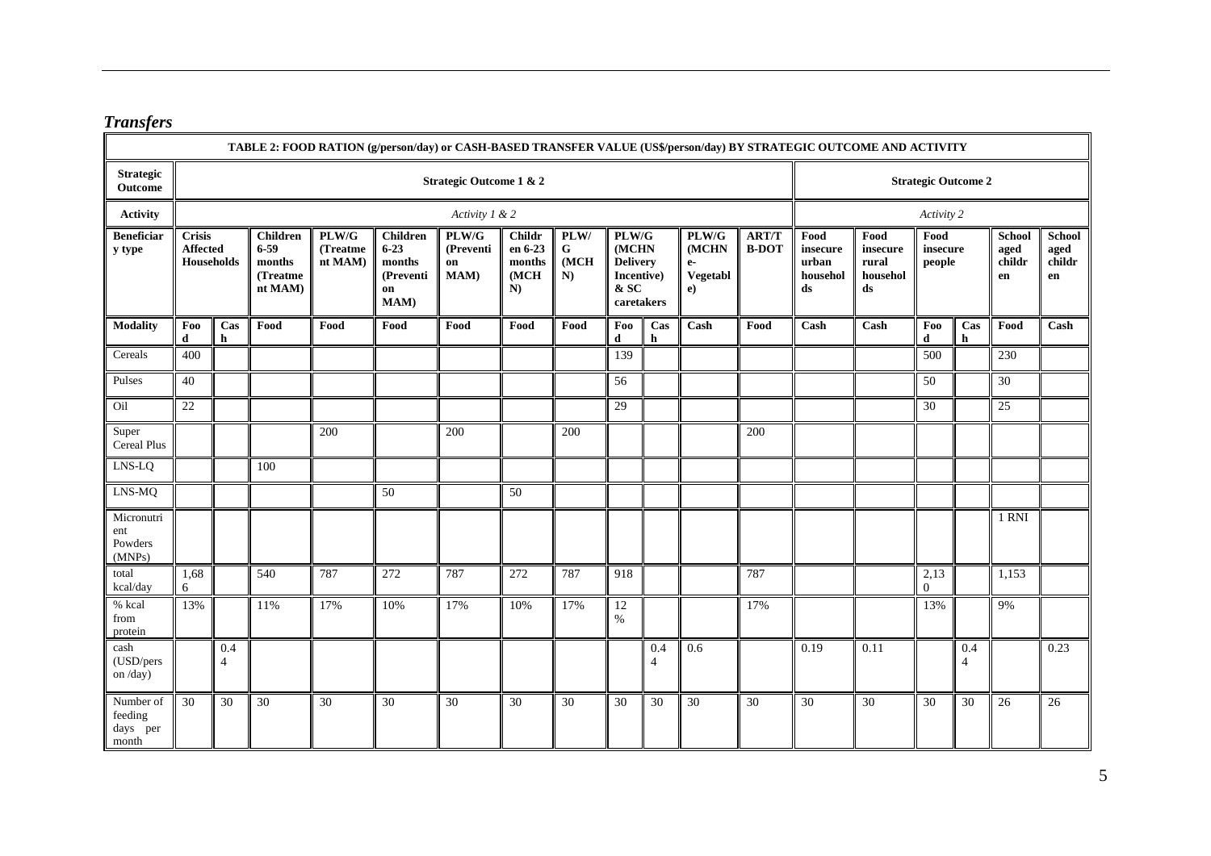## *Transfers*

| TABLE 2: FOOD RATION (g/person/day) or CASH-BASED TRANSFER VALUE (US$/person/day) BY STRATEGIC OUTCOME AND ACTIVITY | | | | | | | | | | | | | | | | | | |
|---|---|---|---|---|---|---|---|---|---|---|---|---|---|---|---|---|---|---|
| **Strategic Outcome** | **Strategic Outcome 1 & 2** | | | | | | | | | | | | **Strategic Outcome 2** | | | | | |
| **Activity** | *Activity 1 & 2* | | | | | | | | | | | | *Activity 2* | | | | | |
| **Beneficiary type** | **Crisis Affected Households** | | **Children 6-59 months (Treatment MAM)** | **PLW/G (Treatment MAM)** | **Children 6-23 months (Prevention MAM)** | **PLW/G (Prevention MAM)** | **Children 6-23 months (MCHN)** | **PLW/G (MCHN)** | **PLW/G (MCHN Delivery Incentive) & SC caretakers** | | **PLW/G (MCHN-Vegetable)** | **ART/TB-DOT** | **Food insecure urban households** | **Food insecure rural households** | **Food insecure people** | | **School aged children** | **School aged children** |
| **Modality** | **Food** | **Cash** | **Food** | **Food** | **Food** | **Food** | **Food** | **Food** | **Food** | **Cash** | **Cash** | **Food** | **Cash** | **Cash** | **Food** | **Cash** | **Food** | **Cash** |
| Cereals | 400 | | | | | | | | 139 | | | | | | 500 | | 230 | |
| Pulses | 40 | | | | | | | | 56 | | | | | | 50 | | 30 | |
| Oil | 22 | | | | | | | | 29 | | | | | | 30 | | 25 | |
| Super Cereal Plus | | | | 200 | | 200 | | 200 | | | | 200 | | | | | | |
| LNS-LQ | | | 100 | | | | | | | | | | | | | | | |
| LNS-MQ | | | | | 50 | | 50 | | | | | | | | | | | |
| Micronutrient Powders (MNPs) | | | | | | | | | | | | | | | | | 1 RNI | |
| total kcal/day | 1,686 | | 540 | 787 | 272 | 787 | 272 | 787 | 918 | | | 787 | | | 2,130 | | 1,153 | |
| % kcal from protein | 13% | | 11% | 17% | 10% | 17% | 10% | 17% | 12% | | | 17% | | | 13% | | 9% | |
| cash (USD/person /day) | | 0.44 | | | | | | | | 0.44 | 0.6 | | 0.19 | 0.11 | | 0.44 | | 0.23 |
| Number of feeding days per month | 30 | 30 | 30 | 30 | 30 | 30 | 30 | 30 | 30 | 30 | 30 | 30 | 30 | 30 | 30 | 30 | 26 | 26 |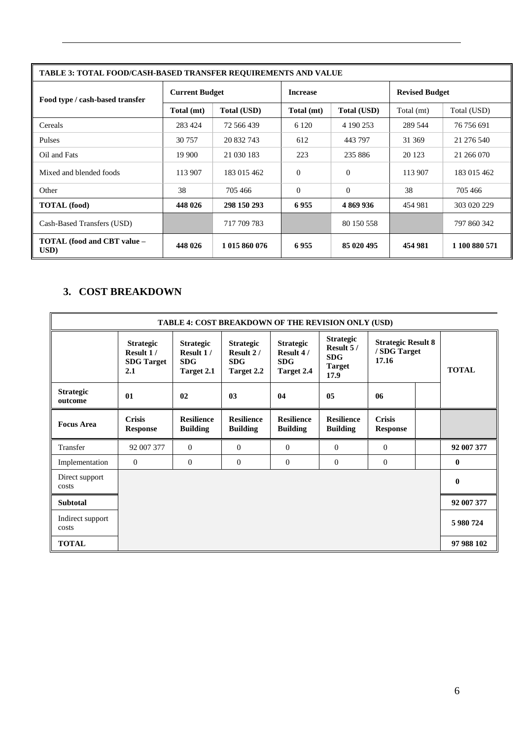| TABLE 3: TOTAL FOOD/CASH-BASED TRANSFER REQUIREMENTS AND VALUE | | | | | | |
|---|---|---|---|---|---|---|
| **Food type / cash-based transfer** | **Current Budget** | | **Increase** | | **Revised Budget** | |
| | **Total (mt)** | **Total (USD)** | **Total (mt)** | **Total (USD)** | Total (mt) | Total (USD) |
| Cereals | 283 424 | 72 566 439 | 6 120 | 4 190 253 | 289 544 | 76 756 691 |
| Pulses | 30 757 | 20 832 743 | 612 | 443 797 | 31 369 | 21 276 540 |
| Oil and Fats | 19 900 | 21 030 183 | 223 | 235 886 | 20 123 | 21 266 070 |
| Mixed and blended foods | 113 907 | 183 015 462 | 0 | 0 | 113 907 | 183 015 462 |
| Other | 38 | 705 466 | 0 | 0 | 38 | 705 466 |
| **TOTAL (food)** | **448 026** | **298 150 293** | **6 955** | **4 869 936** | 454 981 | 303 020 229 |
| Cash-Based Transfers (USD) | | 717 709 783 | | 80 150 558 | | 797 860 342 |
| **TOTAL (food and CBT value – USD)** | **448 026** | **1 015 860 076** | **6 955** | **85 020 495** | **454 981** | **1 100 880 571** |

## 3. COST BREAKDOWN

| TABLE 4: COST BREAKDOWN OF THE REVISION ONLY (USD) | | | | | | | |
|---|---|---|---|---|---|---|---|
| | **Strategic Result 1 / SDG Target 2.1** | **Strategic Result 1 / SDG Target 2.1** | **Strategic Result 2 / SDG Target 2.2** | **Strategic Result 4 / SDG Target 2.4** | **Strategic Result 5 / SDG Target 17.9** | **Strategic Result 8 / SDG Target 17.16** | **TOTAL** |
| **Strategic outcome** | **01** | **02** | **03** | **04** | **05** | **06** | |
| **Focus Area** | **Crisis Response** | **Resilience Building** | **Resilience Building** | **Resilience Building** | **Resilience Building** | **Crisis Response** | |
| Transfer | 92 007 377 | 0 | 0 | 0 | 0 | 0 | **92 007 377** |
| Implementation | 0 | 0 | 0 | 0 | 0 | 0 | **0** |
| Direct support costs | | | | | | | **0** |
| **Subtotal** | | | | | | | **92 007 377** |
| Indirect support costs | | | | | | | **5 980 724** |
| **TOTAL** | | | | | | | **97 988 102** |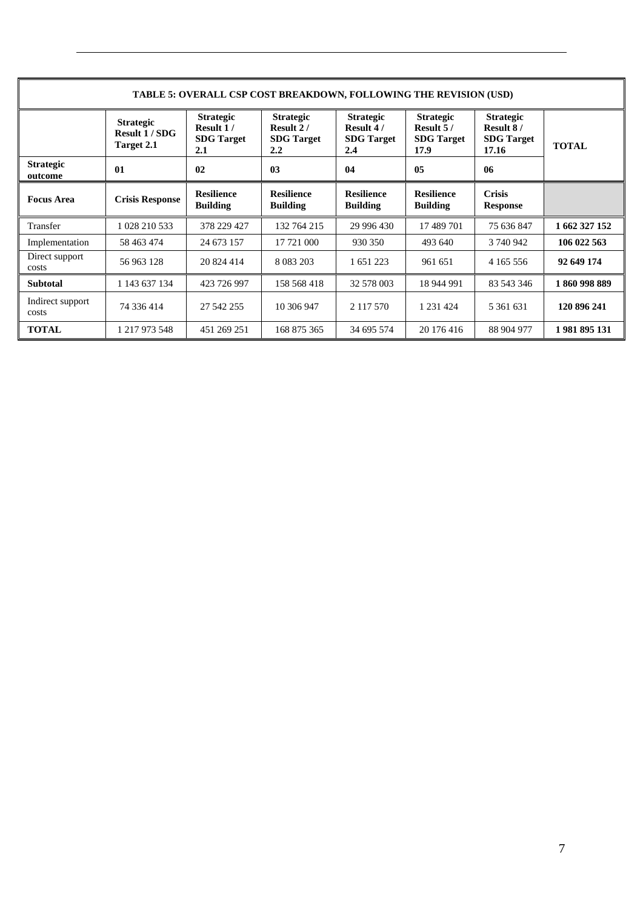| TABLE 5: OVERALL CSP COST BREAKDOWN, FOLLOWING THE REVISION (USD) | | | | | | | |
|---|---|---|---|---|---|---|---|
| | **Strategic Result 1 / SDG Target 2.1** | **Strategic Result 1 / SDG Target 2.1** | **Strategic Result 2 / SDG Target 2.2** | **Strategic Result 4 / SDG Target 2.4** | **Strategic Result 5 / SDG Target 17.9** | **Strategic Result 8 / SDG Target 17.16** | **TOTAL** |
| **Strategic outcome** | **01** | **02** | **03** | **04** | **05** | **06** | |
| **Focus Area** | **Crisis Response** | **Resilience Building** | **Resilience Building** | **Resilience Building** | **Resilience Building** | **Crisis Response** | |
| Transfer | 1 028 210 533 | 378 229 427 | 132 764 215 | 29 996 430 | 17 489 701 | 75 636 847 | **1 662 327 152** |
| Implementation | 58 463 474 | 24 673 157 | 17 721 000 | 930 350 | 493 640 | 3 740 942 | **106 022 563** |
| Direct support costs | 56 963 128 | 20 824 414 | 8 083 203 | 1 651 223 | 961 651 | 4 165 556 | **92 649 174** |
| **Subtotal** | 1 143 637 134 | 423 726 997 | 158 568 418 | 32 578 003 | 18 944 991 | 83 543 346 | **1 860 998 889** |
| Indirect support costs | 74 336 414 | 27 542 255 | 10 306 947 | 2 117 570 | 1 231 424 | 5 361 631 | **120 896 241** |
| **TOTAL** | 1 217 973 548 | 451 269 251 | 168 875 365 | 34 695 574 | 20 176 416 | 88 904 977 | **1 981 895 131** |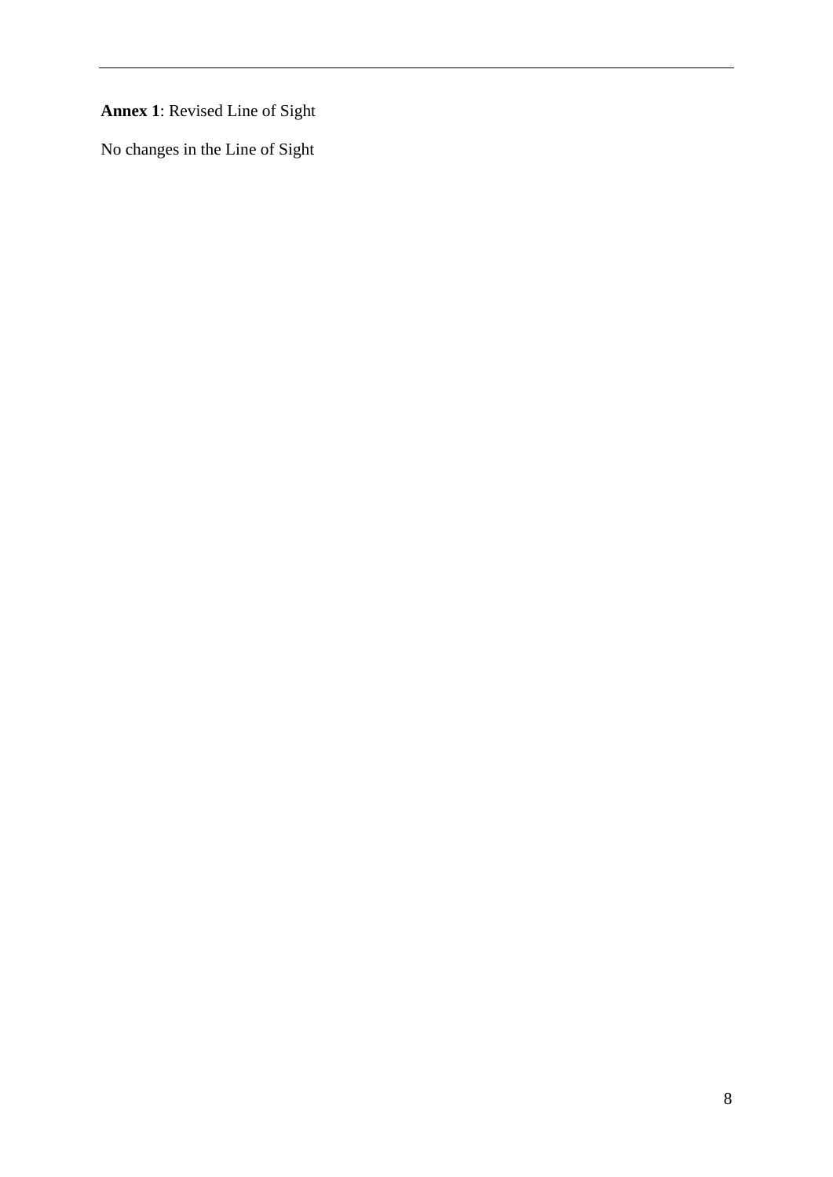**Annex 1**: Revised Line of Sight

No changes in the Line of Sight